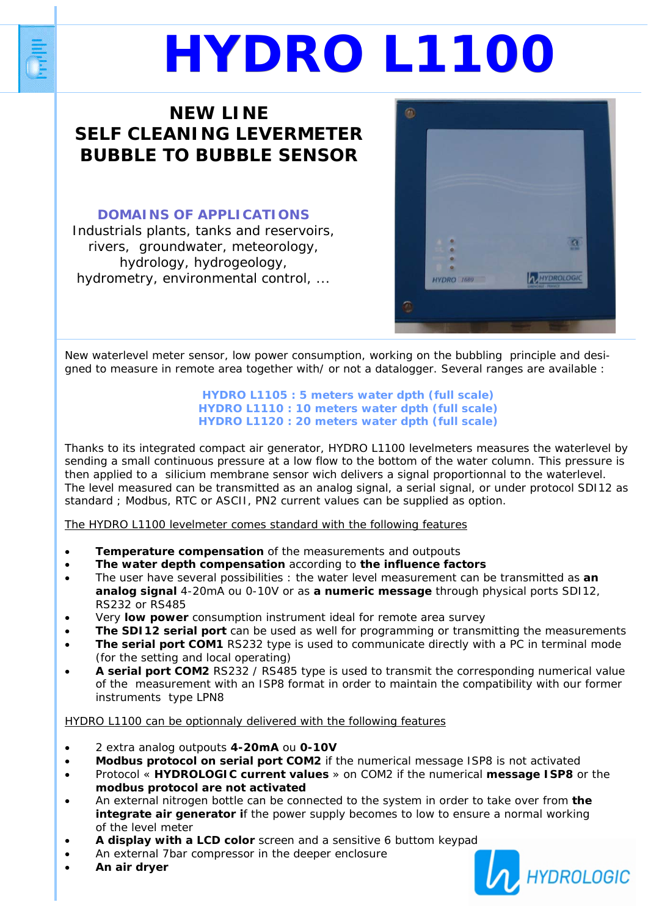# HYDRO L1100

## NEW LINE
## SELF CLEANING LEVERMETER
## BUBBLE TO BUBBLE SENSOR

### DOMAINS OF APPLICATIONS

Industrials plants, tanks and reservoirs, rivers, groundwater, meteorology, hydrology, hydrogeology, hydrometry, environmental control, ...

New waterlevel meter sensor, low power consumption, working on the bubbling principle and desi-gned to measure in remote area together with/ or not a datalogger. Several ranges are available :

**HYDRO L1105 : 5 meters water dpth (full scale)**
**HYDRO L1110 : 10 meters water dpth (full scale)**
**HYDRO L1120 : 20 meters water dpth (full scale)**

Thanks to its integrated compact air generator, HYDRO L1100 levelmeters measures the waterlevel by sending a small continuous pressure at a low flow to the bottom of the water column. This pressure is then applied to a silicium membrane sensor wich delivers a signal proportionnal to the waterlevel. The level measured can be transmitted as an analog signal, a serial signal, or under protocol SDI12 as standard ; Modbus, RTC or ASCII, PN2 current values can be supplied as option.

The HYDRO L1100 levelmeter comes standard with the following features

- **Temperature compensation** of the measurements and outpouts
- **The water depth compensation** according to **the influence factors**
- The user have several possibilities : the water level measurement can be transmitted as **an analog signal** 4-20mA ou 0-10V or as **a numeric message** through physical ports SDI12, RS232 or RS485
- Very **low power** consumption instrument ideal for remote area survey
- **The SDI12 serial port** can be used as well for programming or transmitting the measurements
- **The serial port COM1** RS232 type is used to communicate directly with a PC in terminal mode (for the setting and local operating)
- **A serial port COM2** RS232 / RS485 type is used to transmit the corresponding numerical value of the measurement with an ISP8 format in order to maintain the compatibility with our former instruments type LPN8

HYDRO L1100 can be optionnaly delivered with the following features

- 2 extra analog outpouts **4-20mA** ou **0-10V**
- **Modbus protocol on serial port COM2** if the numerical message ISP8 is not activated
- Protocol « **HYDROLOGIC current values** » on COM2 if the numerical **message ISP8** or the **modbus protocol are not activated**
- An external nitrogen bottle can be connected to the system in order to take over from **the integrate air generator i**f the power supply becomes to low to ensure a normal working of the level meter
- **A display with a LCD color** screen and a sensitive 6 buttom keypad
- An external 7bar compressor in the deeper enclosure
- **An air dryer**

HYDROLOGIC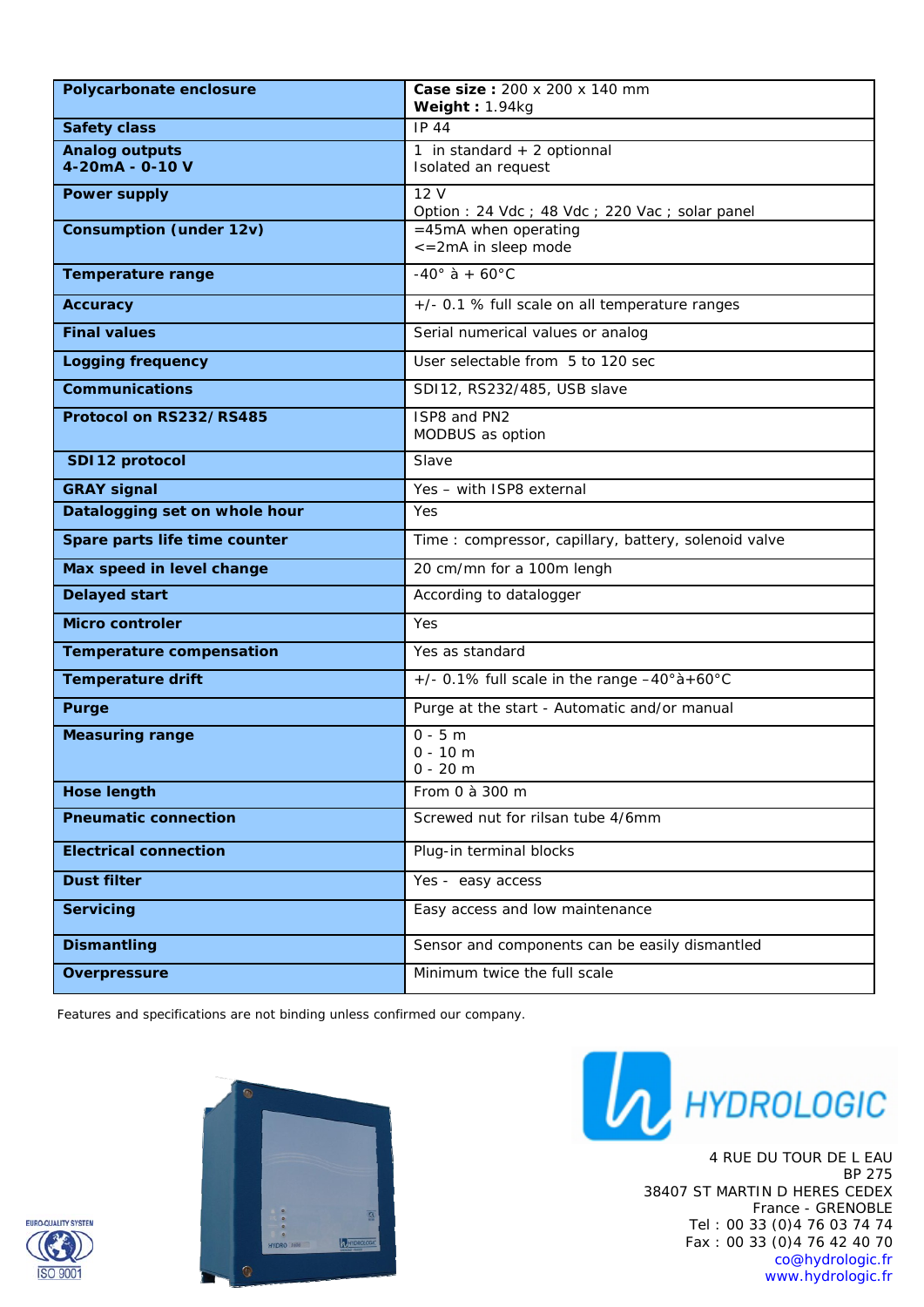| | |
|---|---|
| **Polycarbonate enclosure** | **Case size :** 200 x 200 x 140 mm<br>**Weight :** 1.94kg |
| **Safety class** | IP 44 |
| **Analog outputs**<br>**4-20mA - 0-10 V** | 1 in standard + 2 optionnal<br>Isolated an request |
| **Power supply** | 12 V<br>Option : 24 Vdc ; 48 Vdc ; 220 Vac ; solar panel |
| **Consumption (under 12v)** | =45mA when operating<br><=2mA in sleep mode |
| **Temperature range** | -40° à + 60°C |
| **Accuracy** | +/- 0.1 % full scale on all temperature ranges |
| **Final values** | Serial numerical values or analog |
| **Logging frequency** | User selectable from 5 to 120 sec |
| **Communications** | SDI12, RS232/485, USB slave |
| **Protocol on RS232/RS485** | ISP8 and PN2<br>MODBUS as option |
| **SDI12 protocol** | Slave |
| **GRAY signal** | Yes – with ISP8 external |
| **Datalogging set on whole hour** | Yes |
| **Spare parts life time counter** | Time : compressor, capillary, battery, solenoid valve |
| **Max speed in level change** | 20 cm/mn for a 100m lengh |
| **Delayed start** | According to datalogger |
| **Micro controler** | Yes |
| **Temperature compensation** | Yes as standard |
| **Temperature drift** | +/- 0.1% full scale in the range –40°à+60°C |
| **Purge** | Purge at the start - Automatic and/or manual |
| **Measuring range** | 0 - 5 m<br>0 - 10 m<br>0 - 20 m |
| **Hose length** | From 0 à 300 m |
| **Pneumatic connection** | Screwed nut for rilsan tube 4/6mm |
| **Electrical connection** | Plug-in terminal blocks |
| **Dust filter** | Yes - easy access |
| **Servicing** | Easy access and low maintenance |
| **Dismantling** | Sensor and components can be easily dismantled |
| **Overpressure** | Minimum twice the full scale |

Features and specifications are not binding unless confirmed our company.

HYDROLOGIC

4 RUE DU TOUR DE L EAU
BP 275
38407 ST MARTIN D HERES CEDEX
France - GRENOBLE
Tel : 00 33 (0)4 76 03 74 74
Fax : 00 33 (0)4 76 42 40 70
co@hydrologic.fr
www.hydrologic.fr